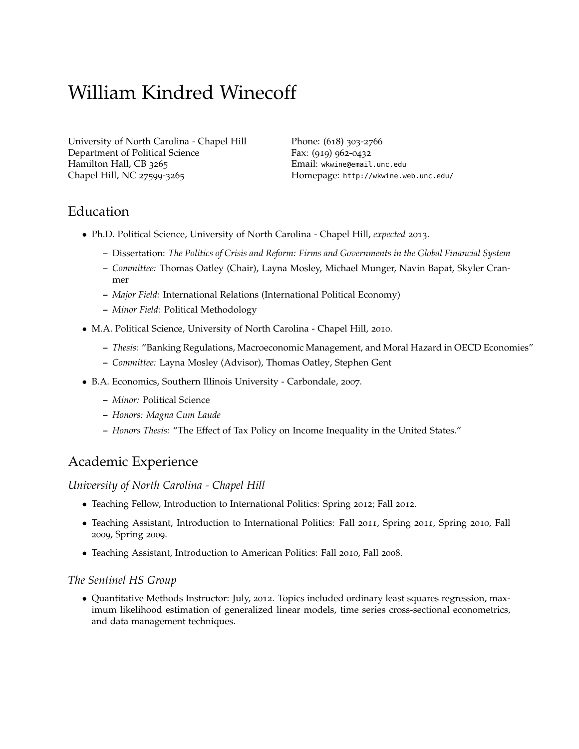# William Kindred Winecoff

University of North Carolina - Chapel Hill
Department of Political Science
Hamilton Hall, CB 3265
Chapel Hill, NC 27599-3265

Phone: (618) 303-2766
Fax: (919) 962-0432
Email: wkwine@email.unc.edu
Homepage: http://wkwine.web.unc.edu/

## Education

- Ph.D. Political Science, University of North Carolina - Chapel Hill, *expected* 2013.
  - Dissertation: *The Politics of Crisis and Reform: Firms and Governments in the Global Financial System*
  - *Committee:* Thomas Oatley (Chair), Layna Mosley, Michael Munger, Navin Bapat, Skyler Cranmer
  - *Major Field:* International Relations (International Political Economy)
  - *Minor Field:* Political Methodology
- M.A. Political Science, University of North Carolina - Chapel Hill, 2010.
  - *Thesis:* "Banking Regulations, Macroeconomic Management, and Moral Hazard in OECD Economies"
  - *Committee:* Layna Mosley (Advisor), Thomas Oatley, Stephen Gent
- B.A. Economics, Southern Illinois University - Carbondale, 2007.
  - *Minor:* Political Science
  - *Honors: Magna Cum Laude*
  - *Honors Thesis:* "The Effect of Tax Policy on Income Inequality in the United States."

## Academic Experience

### *University of North Carolina - Chapel Hill*

- Teaching Fellow, Introduction to International Politics: Spring 2012; Fall 2012.
- Teaching Assistant, Introduction to International Politics: Fall 2011, Spring 2011, Spring 2010, Fall 2009, Spring 2009.
- Teaching Assistant, Introduction to American Politics: Fall 2010, Fall 2008.

### *The Sentinel HS Group*

- Quantitative Methods Instructor: July, 2012. Topics included ordinary least squares regression, maximum likelihood estimation of generalized linear models, time series cross-sectional econometrics, and data management techniques.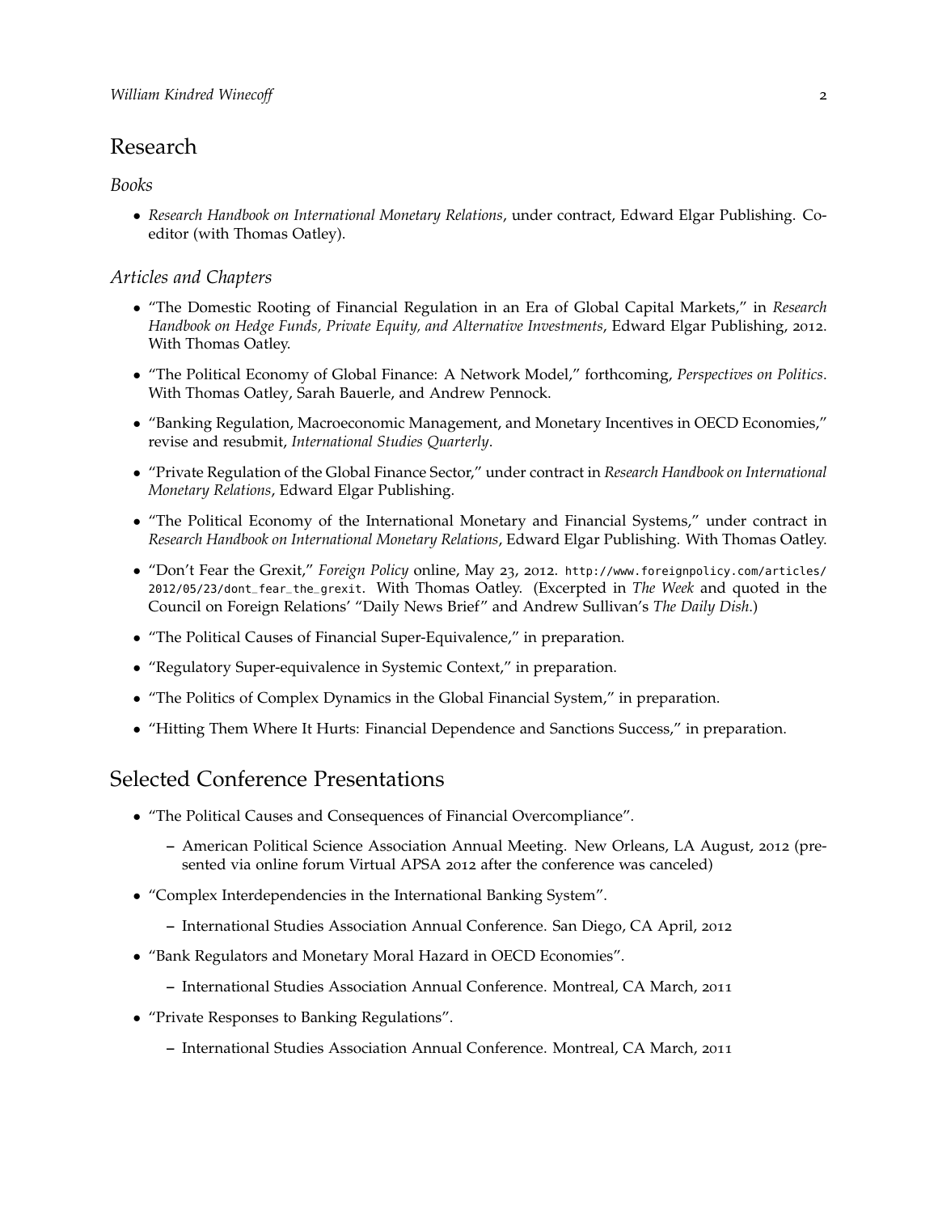## Research

### *Books*

- *Research Handbook on International Monetary Relations*, under contract, Edward Elgar Publishing. Co-editor (with Thomas Oatley).

### *Articles and Chapters*

- "The Domestic Rooting of Financial Regulation in an Era of Global Capital Markets," in *Research Handbook on Hedge Funds, Private Equity, and Alternative Investments*, Edward Elgar Publishing, 2012. With Thomas Oatley.
- "The Political Economy of Global Finance: A Network Model," forthcoming, *Perspectives on Politics*. With Thomas Oatley, Sarah Bauerle, and Andrew Pennock.
- "Banking Regulation, Macroeconomic Management, and Monetary Incentives in OECD Economies," revise and resubmit, *International Studies Quarterly*.
- "Private Regulation of the Global Finance Sector," under contract in *Research Handbook on International Monetary Relations*, Edward Elgar Publishing.
- "The Political Economy of the International Monetary and Financial Systems," under contract in *Research Handbook on International Monetary Relations*, Edward Elgar Publishing. With Thomas Oatley.
- "Don't Fear the Grexit," *Foreign Policy* online, May 23, 2012. `http://www.foreignpolicy.com/articles/2012/05/23/dont_fear_the_grexit`. With Thomas Oatley. (Excerpted in *The Week* and quoted in the Council on Foreign Relations' "Daily News Brief" and Andrew Sullivan's *The Daily Dish*.)
- "The Political Causes of Financial Super-Equivalence," in preparation.
- "Regulatory Super-equivalence in Systemic Context," in preparation.
- "The Politics of Complex Dynamics in the Global Financial System," in preparation.
- "Hitting Them Where It Hurts: Financial Dependence and Sanctions Success," in preparation.

## Selected Conference Presentations

- "The Political Causes and Consequences of Financial Overcompliance".
  - American Political Science Association Annual Meeting. New Orleans, LA August, 2012 (presented via online forum Virtual APSA 2012 after the conference was canceled)
- "Complex Interdependencies in the International Banking System".
  - International Studies Association Annual Conference. San Diego, CA April, 2012
- "Bank Regulators and Monetary Moral Hazard in OECD Economies".
  - International Studies Association Annual Conference. Montreal, CA March, 2011
- "Private Responses to Banking Regulations".
  - International Studies Association Annual Conference. Montreal, CA March, 2011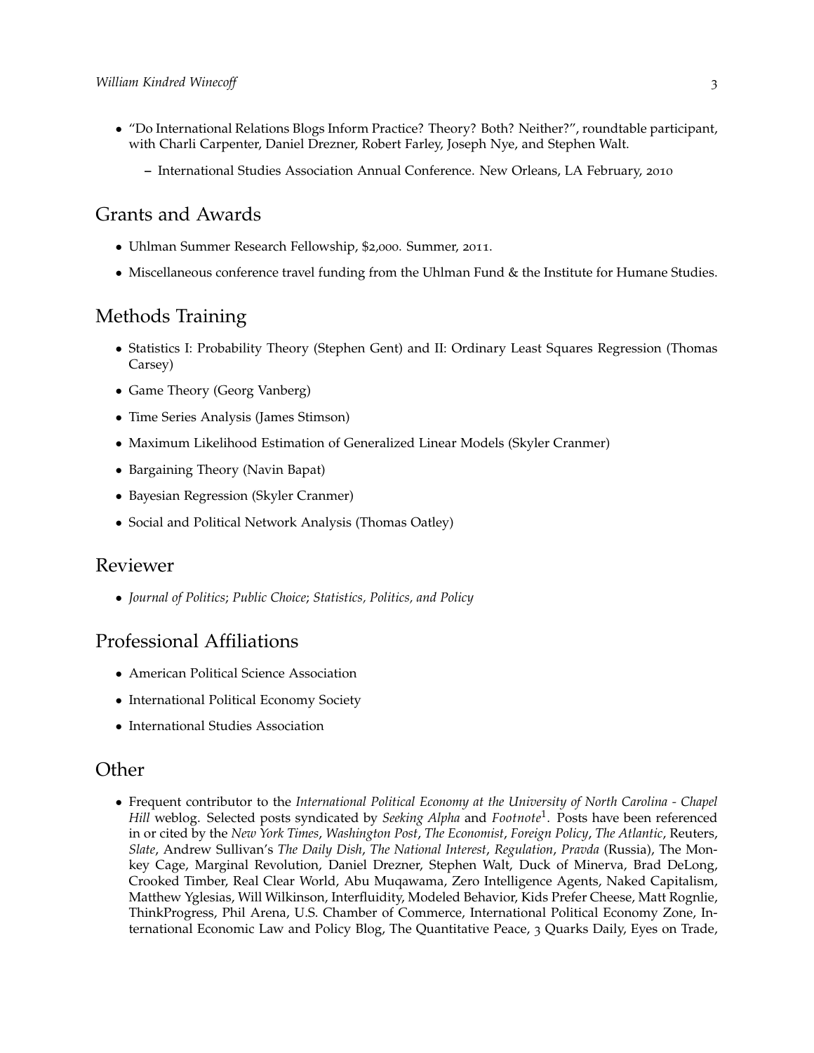- "Do International Relations Blogs Inform Practice? Theory? Both? Neither?", roundtable participant, with Charli Carpenter, Daniel Drezner, Robert Farley, Joseph Nye, and Stephen Walt.
  - International Studies Association Annual Conference. New Orleans, LA February, 2010

## Grants and Awards

- Uhlman Summer Research Fellowship, $2,000. Summer, 2011.
- Miscellaneous conference travel funding from the Uhlman Fund & the Institute for Humane Studies.

## Methods Training

- Statistics I: Probability Theory (Stephen Gent) and II: Ordinary Least Squares Regression (Thomas Carsey)
- Game Theory (Georg Vanberg)
- Time Series Analysis (James Stimson)
- Maximum Likelihood Estimation of Generalized Linear Models (Skyler Cranmer)
- Bargaining Theory (Navin Bapat)
- Bayesian Regression (Skyler Cranmer)
- Social and Political Network Analysis (Thomas Oatley)

## Reviewer

- *Journal of Politics*; *Public Choice*; *Statistics, Politics, and Policy*

## Professional Affiliations

- American Political Science Association
- International Political Economy Society
- International Studies Association

## Other

- Frequent contributor to the *International Political Economy at the University of North Carolina - Chapel Hill* weblog. Selected posts syndicated by *Seeking Alpha* and *Footnote*[1]. Posts have been referenced in or cited by the *New York Times*, *Washington Post*, *The Economist*, *Foreign Policy*, *The Atlantic*, Reuters, *Slate*, Andrew Sullivan's *The Daily Dish*, *The National Interest*, *Regulation*, *Pravda* (Russia), The Monkey Cage, Marginal Revolution, Daniel Drezner, Stephen Walt, Duck of Minerva, Brad DeLong, Crooked Timber, Real Clear World, Abu Muqawama, Zero Intelligence Agents, Naked Capitalism, Matthew Yglesias, Will Wilkinson, Interfluidity, Modeled Behavior, Kids Prefer Cheese, Matt Rognlie, ThinkProgress, Phil Arena, U.S. Chamber of Commerce, International Political Economy Zone, International Economic Law and Policy Blog, The Quantitative Peace, 3 Quarks Daily, Eyes on Trade,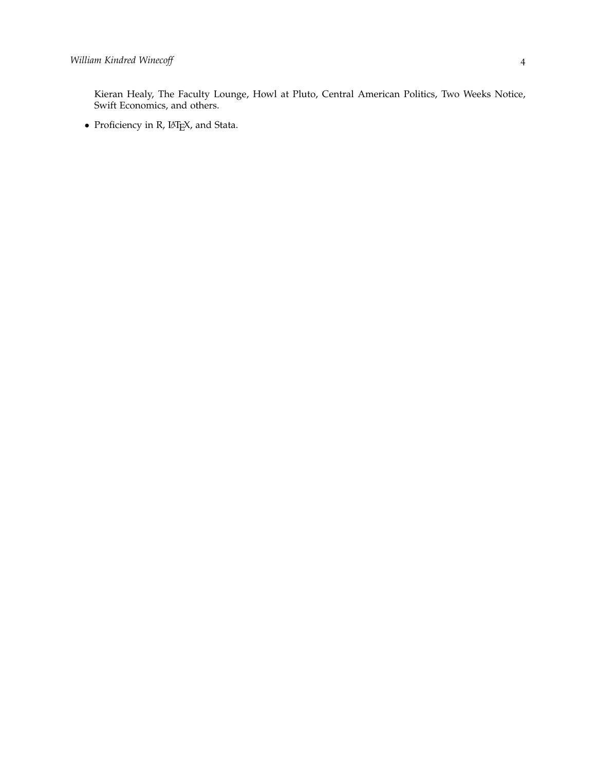Kieran Healy, The Faculty Lounge, Howl at Pluto, Central American Politics, Two Weeks Notice, Swift Economics, and others.

- Proficiency in R, LaTeX, and Stata.